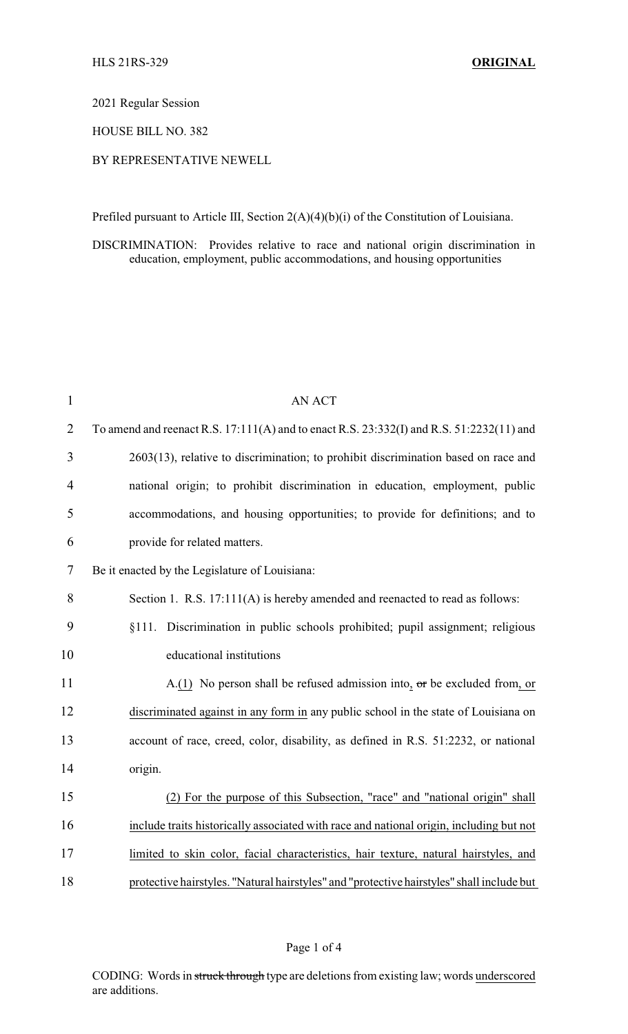HLS 21RS-329 **ORIGINAL**

2021 Regular Session

HOUSE BILL NO. 382

BY REPRESENTATIVE NEWELL

Prefiled pursuant to Article III, Section 2(A)(4)(b)(i) of the Constitution of Louisiana.

DISCRIMINATION: Provides relative to race and national origin discrimination in education, employment, public accommodations, and housing opportunities

AN ACT

To amend and reenact R.S. 17:111(A) and to enact R.S. 23:332(I) and R.S. 51:2232(11) and 2603(13), relative to discrimination; to prohibit discrimination based on race and national origin; to prohibit discrimination in education, employment, public accommodations, and housing opportunities; to provide for definitions; and to provide for related matters.

Be it enacted by the Legislature of Louisiana:

Section 1. R.S. 17:111(A) is hereby amended and reenacted to read as follows:

§111. Discrimination in public schools prohibited; pupil assignment; religious educational institutions

A.<u>(1)</u> No person shall be refused admission into<u>,</u> ~~or~~ be excluded from<u>, or discriminated against in any form in</u> any public school in the state of Louisiana on account of race, creed, color, disability, as defined in R.S. 51:2232, or national origin.

<u>(2) For the purpose of this Subsection, "race" and "national origin" shall include traits historically associated with race and national origin, including but not limited to skin color, facial characteristics, hair texture, natural hairstyles, and protective hairstyles. "Natural hairstyles" and "protective hairstyles" shall include but</u>

CODING: Words in ~~struck through~~ type are deletions from existing law; words <u>underscored</u> are additions.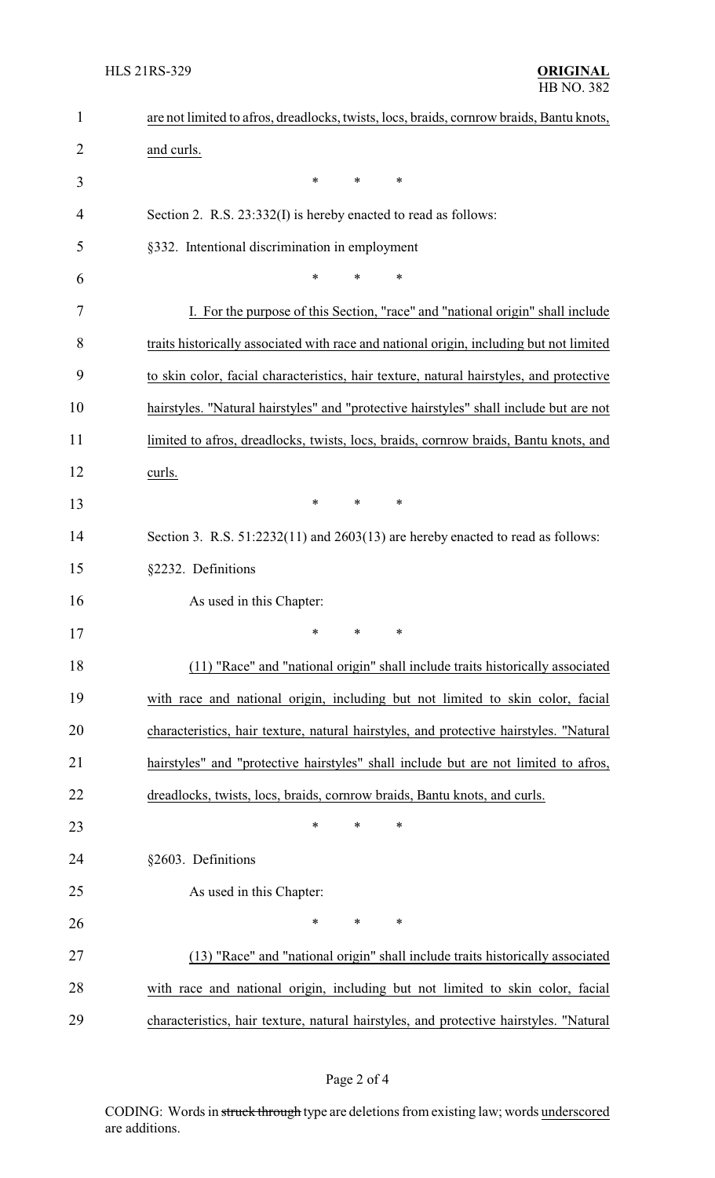are not limited to afros, dreadlocks, twists, locs, braids, cornrow braids, Bantu knots, and curls.

\* \* \*

Section 2. R.S. 23:332(I) is hereby enacted to read as follows:

§332. Intentional discrimination in employment

\* \* \*

I. For the purpose of this Section, "race" and "national origin" shall include traits historically associated with race and national origin, including but not limited to skin color, facial characteristics, hair texture, natural hairstyles, and protective hairstyles. "Natural hairstyles" and "protective hairstyles" shall include but are not limited to afros, dreadlocks, twists, locs, braids, cornrow braids, Bantu knots, and curls.

\* \* \*

Section 3. R.S. 51:2232(11) and 2603(13) are hereby enacted to read as follows:

§2232. Definitions

As used in this Chapter:

\* \* \*

(11) "Race" and "national origin" shall include traits historically associated with race and national origin, including but not limited to skin color, facial characteristics, hair texture, natural hairstyles, and protective hairstyles. "Natural hairstyles" and "protective hairstyles" shall include but are not limited to afros, dreadlocks, twists, locs, braids, cornrow braids, Bantu knots, and curls.

\* \* \*

§2603. Definitions

As used in this Chapter:

\* \* \*

(13) "Race" and "national origin" shall include traits historically associated with race and national origin, including but not limited to skin color, facial characteristics, hair texture, natural hairstyles, and protective hairstyles. "Natural

CODING: Words in ~~struck through~~ type are deletions from existing law; words underscored are additions.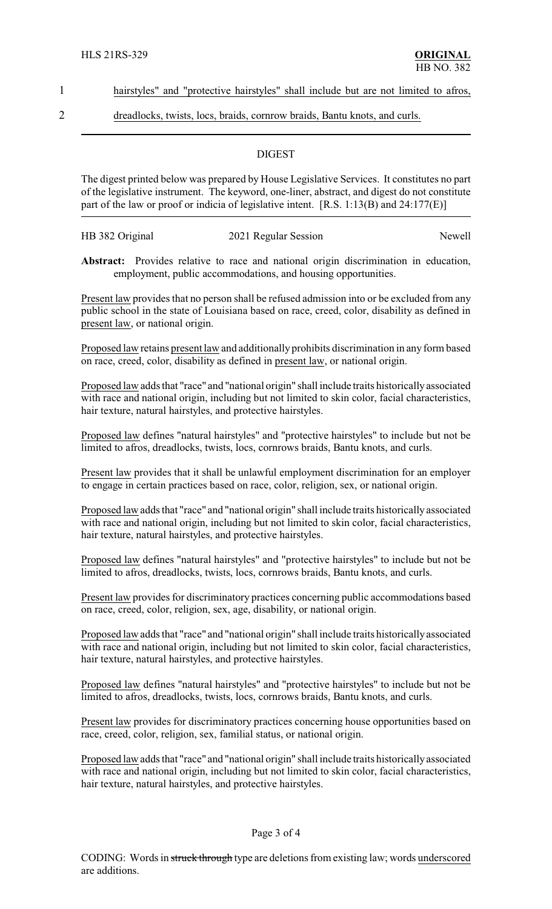1 hairstyles" and "protective hairstyles" shall include but are not limited to afros,

2 dreadlocks, twists, locs, braids, cornrow braids, Bantu knots, and curls.

## DIGEST

The digest printed below was prepared by House Legislative Services. It constitutes no part of the legislative instrument. The keyword, one-liner, abstract, and digest do not constitute part of the law or proof or indicia of legislative intent. [R.S. 1:13(B) and 24:177(E)]

HB 382 Original 2021 Regular Session Newell

**Abstract:** Provides relative to race and national origin discrimination in education, employment, public accommodations, and housing opportunities.

Present law provides that no person shall be refused admission into or be excluded from any public school in the state of Louisiana based on race, creed, color, disability as defined in present law, or national origin.

Proposed law retains present law and additionally prohibits discrimination in any form based on race, creed, color, disability as defined in present law, or national origin.

Proposed law adds that "race" and "national origin" shall include traits historically associated with race and national origin, including but not limited to skin color, facial characteristics, hair texture, natural hairstyles, and protective hairstyles.

Proposed law defines "natural hairstyles" and "protective hairstyles" to include but not be limited to afros, dreadlocks, twists, locs, cornrows braids, Bantu knots, and curls.

Present law provides that it shall be unlawful employment discrimination for an employer to engage in certain practices based on race, color, religion, sex, or national origin.

Proposed law adds that "race" and "national origin" shall include traits historically associated with race and national origin, including but not limited to skin color, facial characteristics, hair texture, natural hairstyles, and protective hairstyles.

Proposed law defines "natural hairstyles" and "protective hairstyles" to include but not be limited to afros, dreadlocks, twists, locs, cornrows braids, Bantu knots, and curls.

Present law provides for discriminatory practices concerning public accommodations based on race, creed, color, religion, sex, age, disability, or national origin.

Proposed law adds that "race" and "national origin" shall include traits historically associated with race and national origin, including but not limited to skin color, facial characteristics, hair texture, natural hairstyles, and protective hairstyles.

Proposed law defines "natural hairstyles" and "protective hairstyles" to include but not be limited to afros, dreadlocks, twists, locs, cornrows braids, Bantu knots, and curls.

Present law provides for discriminatory practices concerning house opportunities based on race, creed, color, religion, sex, familial status, or national origin.

Proposed law adds that "race" and "national origin" shall include traits historically associated with race and national origin, including but not limited to skin color, facial characteristics, hair texture, natural hairstyles, and protective hairstyles.

CODING: Words in ~~struck through~~ type are deletions from existing law; words underscored are additions.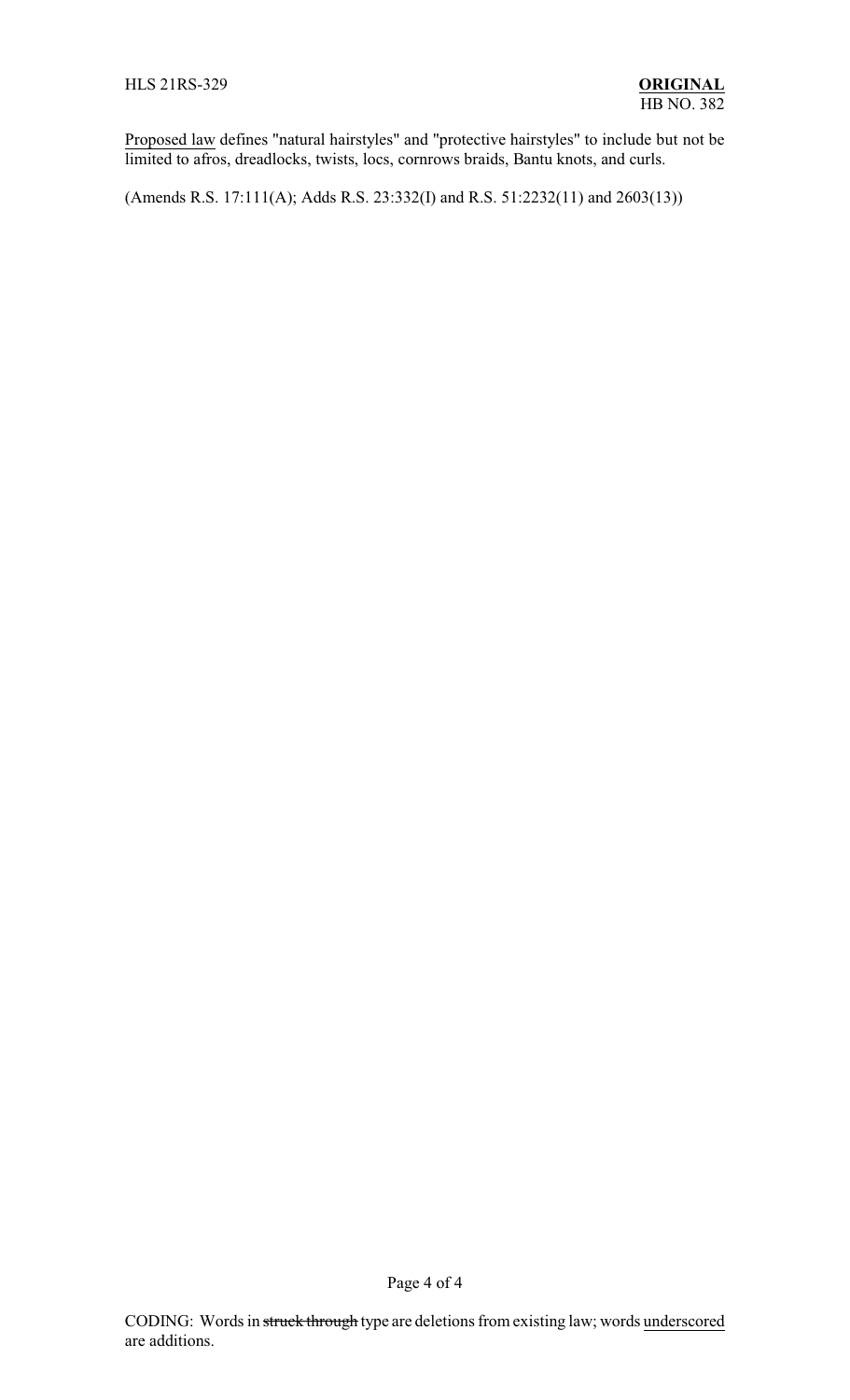<u>Proposed law</u> defines "natural hairstyles" and "protective hairstyles" to include but not be limited to afros, dreadlocks, twists, locs, cornrows braids, Bantu knots, and curls.

(Amends R.S. 17:111(A); Adds R.S. 23:332(I) and R.S. 51:2232(11) and 2603(13))

CODING: Words in ~~struck through~~ type are deletions from existing law; words <u>underscored</u> are additions.